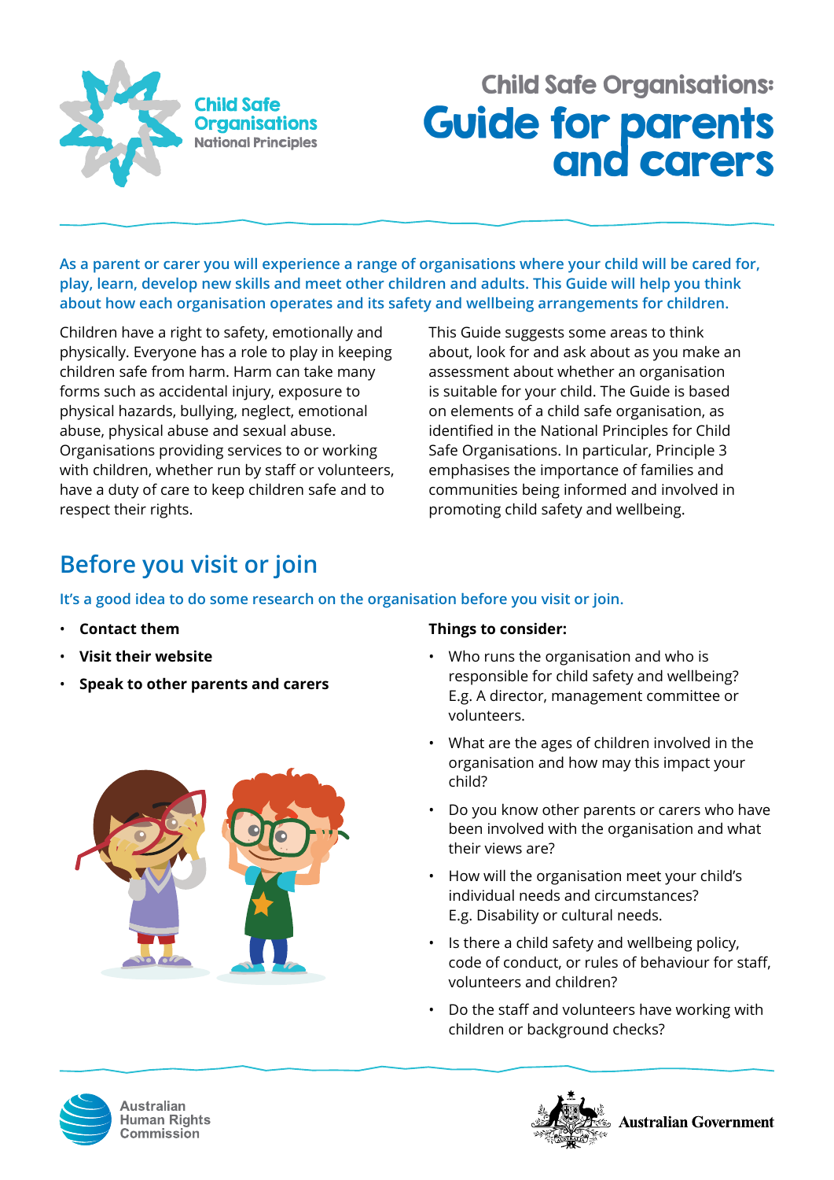Child Safe Organisations National Principles

# Child Safe Organisations: Guide for parents and carers

**As a parent or carer you will experience a range of organisations where your child will be cared for, play, learn, develop new skills and meet other children and adults. This Guide will help you think about how each organisation operates and its safety and wellbeing arrangements for children.**

Children have a right to safety, emotionally and physically. Everyone has a role to play in keeping children safe from harm. Harm can take many forms such as accidental injury, exposure to physical hazards, bullying, neglect, emotional abuse, physical abuse and sexual abuse. Organisations providing services to or working with children, whether run by staff or volunteers, have a duty of care to keep children safe and to respect their rights.

This Guide suggests some areas to think about, look for and ask about as you make an assessment about whether an organisation is suitable for your child. The Guide is based on elements of a child safe organisation, as identified in the National Principles for Child Safe Organisations. In particular, Principle 3 emphasises the importance of families and communities being informed and involved in promoting child safety and wellbeing.

## Before you visit or join

It's a good idea to do some research on the organisation before you visit or join.

- **Contact them**
- **Visit their website**
- **Speak to other parents and carers**

**Things to consider:**

- Who runs the organisation and who is responsible for child safety and wellbeing? E.g. A director, management committee or volunteers.
- What are the ages of children involved in the organisation and how may this impact your child?
- Do you know other parents or carers who have been involved with the organisation and what their views are?
- How will the organisation meet your child's individual needs and circumstances? E.g. Disability or cultural needs.
- Is there a child safety and wellbeing policy, code of conduct, or rules of behaviour for staff, volunteers and children?
- Do the staff and volunteers have working with children or background checks?

Australian Human Rights Commission

Australian Government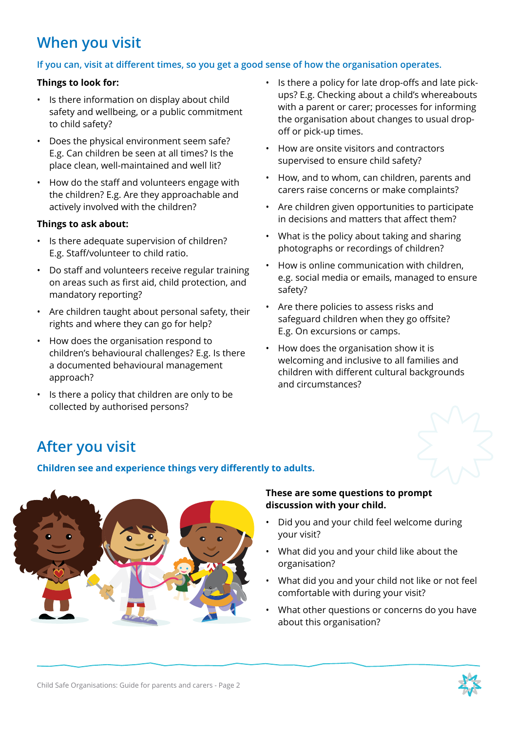## When you visit

**If you can, visit at different times, so you get a good sense of how the organisation operates.**

**Things to look for:**

- Is there information on display about child safety and wellbeing, or a public commitment to child safety?
- Does the physical environment seem safe? E.g. Can children be seen at all times? Is the place clean, well-maintained and well lit?
- How do the staff and volunteers engage with the children? E.g. Are they approachable and actively involved with the children?

**Things to ask about:**

- Is there adequate supervision of children? E.g. Staff/volunteer to child ratio.
- Do staff and volunteers receive regular training on areas such as first aid, child protection, and mandatory reporting?
- Are children taught about personal safety, their rights and where they can go for help?
- How does the organisation respond to children's behavioural challenges? E.g. Is there a documented behavioural management approach?
- Is there a policy that children are only to be collected by authorised persons?
- Is there a policy for late drop-offs and late pick-ups? E.g. Checking about a child's whereabouts with a parent or carer; processes for informing the organisation about changes to usual drop-off or pick-up times.
- How are onsite visitors and contractors supervised to ensure child safety?
- How, and to whom, can children, parents and carers raise concerns or make complaints?
- Are children given opportunities to participate in decisions and matters that affect them?
- What is the policy about taking and sharing photographs or recordings of children?
- How is online communication with children, e.g. social media or emails, managed to ensure safety?
- Are there policies to assess risks and safeguard children when they go offsite? E.g. On excursions or camps.
- How does the organisation show it is welcoming and inclusive to all families and children with different cultural backgrounds and circumstances?

## After you visit

**Children see and experience things very differently to adults.**

**These are some questions to prompt discussion with your child.**

- Did you and your child feel welcome during your visit?
- What did you and your child like about the organisation?
- What did you and your child not like or not feel comfortable with during your visit?
- What other questions or concerns do you have about this organisation?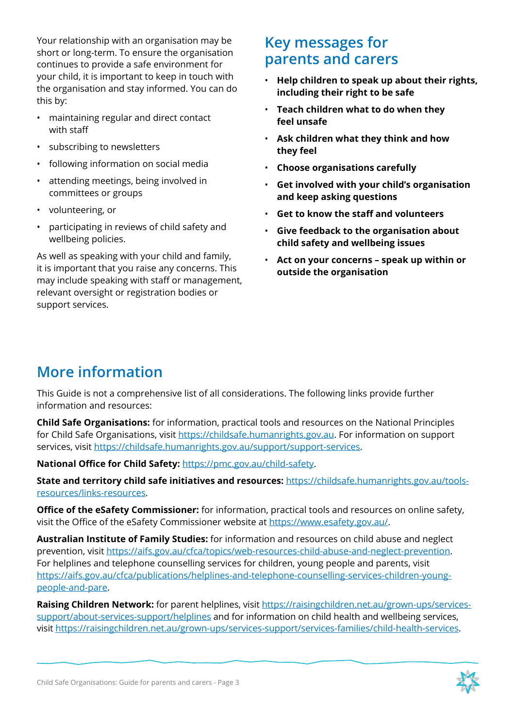Your relationship with an organisation may be short or long-term. To ensure the organisation continues to provide a safe environment for your child, it is important to keep in touch with the organisation and stay informed. You can do this by:

- maintaining regular and direct contact with staff
- subscribing to newsletters
- following information on social media
- attending meetings, being involved in committees or groups
- volunteering, or
- participating in reviews of child safety and wellbeing policies.

As well as speaking with your child and family, it is important that you raise any concerns. This may include speaking with staff or management, relevant oversight or registration bodies or support services.

## Key messages for parents and carers

- **Help children to speak up about their rights, including their right to be safe**
- **Teach children what to do when they feel unsafe**
- **Ask children what they think and how they feel**
- **Choose organisations carefully**
- **Get involved with your child's organisation and keep asking questions**
- **Get to know the staff and volunteers**
- **Give feedback to the organisation about child safety and wellbeing issues**
- **Act on your concerns – speak up within or outside the organisation**

## More information

This Guide is not a comprehensive list of all considerations. The following links provide further information and resources:

**Child Safe Organisations:** for information, practical tools and resources on the National Principles for Child Safe Organisations, visit https://childsafe.humanrights.gov.au. For information on support services, visit https://childsafe.humanrights.gov.au/support/support-services.

**National Office for Child Safety:** https://pmc.gov.au/child-safety.

**State and territory child safe initiatives and resources:** https://childsafe.humanrights.gov.au/tools-resources/links-resources.

**Office of the eSafety Commissioner:** for information, practical tools and resources on online safety, visit the Office of the eSafety Commissioner website at https://www.esafety.gov.au/.

**Australian Institute of Family Studies:** for information and resources on child abuse and neglect prevention, visit https://aifs.gov.au/cfca/topics/web-resources-child-abuse-and-neglect-prevention. For helplines and telephone counselling services for children, young people and parents, visit https://aifs.gov.au/cfca/publications/helplines-and-telephone-counselling-services-children-young-people-and-pare.

**Raising Children Network:** for parent helplines, visit https://raisingchildren.net.au/grown-ups/services-support/about-services-support/helplines and for information on child health and wellbeing services, visit https://raisingchildren.net.au/grown-ups/services-support/services-families/child-health-services.